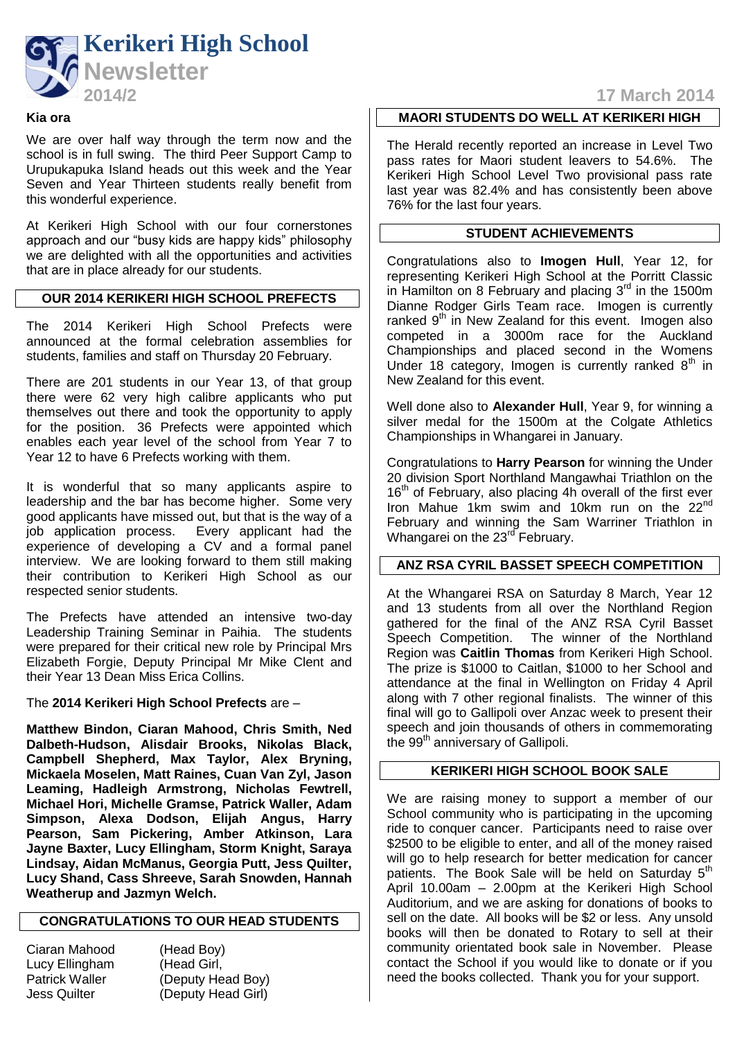# Kerikeri High School Newsletter

**2014/2** — **17 March 2014**

**Kia ora**

We are over half way through the term now and the school is in full swing. The third Peer Support Camp to Urupukapuka Island heads out this week and the Year Seven and Year Thirteen students really benefit from this wonderful experience.

At Kerikeri High School with our four cornerstones approach and our "busy kids are happy kids" philosophy we are delighted with all the opportunities and activities that are in place already for our students.

## OUR 2014 KERIKERI HIGH SCHOOL PREFECTS

The 2014 Kerikeri High School Prefects were announced at the formal celebration assemblies for students, families and staff on Thursday 20 February.

There are 201 students in our Year 13, of that group there were 62 very high calibre applicants who put themselves out there and took the opportunity to apply for the position. 36 Prefects were appointed which enables each year level of the school from Year 7 to Year 12 to have 6 Prefects working with them.

It is wonderful that so many applicants aspire to leadership and the bar has become higher. Some very good applicants have missed out, but that is the way of a job application process. Every applicant had the experience of developing a CV and a formal panel interview. We are looking forward to them still making their contribution to Kerikeri High School as our respected senior students.

The Prefects have attended an intensive two-day Leadership Training Seminar in Paihia. The students were prepared for their critical new role by Principal Mrs Elizabeth Forgie, Deputy Principal Mr Mike Clent and their Year 13 Dean Miss Erica Collins.

The **2014 Kerikeri High School Prefects** are –

**Matthew Bindon, Ciaran Mahood, Chris Smith, Ned Dalbeth-Hudson, Alisdair Brooks, Nikolas Black, Campbell Shepherd, Max Taylor, Alex Bryning, Mickaela Moselen, Matt Raines, Cuan Van Zyl, Jason Leaming, Hadleigh Armstrong, Nicholas Fewtrell, Michael Hori, Michelle Gramse, Patrick Waller, Adam Simpson, Alexa Dodson, Elijah Angus, Harry Pearson, Sam Pickering, Amber Atkinson, Lara Jayne Baxter, Lucy Ellingham, Storm Knight, Saraya Lindsay, Aidan McManus, Georgia Putt, Jess Quilter, Lucy Shand, Cass Shreeve, Sarah Snowden, Hannah Weatherup and Jazmyn Welch.**

## CONGRATULATIONS TO OUR HEAD STUDENTS

| | |
|---|---|
| Ciaran Mahood | (Head Boy) |
| Lucy Ellingham | (Head Girl, |
| Patrick Waller | (Deputy Head Boy) |
| Jess Quilter | (Deputy Head Girl) |

## MAORI STUDENTS DO WELL AT KERIKERI HIGH

The Herald recently reported an increase in Level Two pass rates for Maori student leavers to 54.6%. The Kerikeri High School Level Two provisional pass rate last year was 82.4% and has consistently been above 76% for the last four years.

## STUDENT ACHIEVEMENTS

Congratulations also to **Imogen Hull**, Year 12, for representing Kerikeri High School at the Porritt Classic in Hamilton on 8 February and placing 3rd in the 1500m Dianne Rodger Girls Team race. Imogen is currently ranked 9th in New Zealand for this event. Imogen also competed in a 3000m race for the Auckland Championships and placed second in the Womens Under 18 category, Imogen is currently ranked 8th in New Zealand for this event.

Well done also to **Alexander Hull**, Year 9, for winning a silver medal for the 1500m at the Colgate Athletics Championships in Whangarei in January.

Congratulations to **Harry Pearson** for winning the Under 20 division Sport Northland Mangawhai Triathlon on the 16th of February, also placing 4h overall of the first ever Iron Mahue 1km swim and 10km run on the 22nd February and winning the Sam Warriner Triathlon in Whangarei on the 23rd February.

## ANZ RSA CYRIL BASSET SPEECH COMPETITION

At the Whangarei RSA on Saturday 8 March, Year 12 and 13 students from all over the Northland Region gathered for the final of the ANZ RSA Cyril Basset Speech Competition. The winner of the Northland Region was **Caitlin Thomas** from Kerikeri High School. The prize is $1000 to Caitlan, $1000 to her School and attendance at the final in Wellington on Friday 4 April along with 7 other regional finalists. The winner of this final will go to Gallipoli over Anzac week to present their speech and join thousands of others in commemorating the 99th anniversary of Gallipoli.

## KERIKERI HIGH SCHOOL BOOK SALE

We are raising money to support a member of our School community who is participating in the upcoming ride to conquer cancer. Participants need to raise over $2500 to be eligible to enter, and all of the money raised will go to help research for better medication for cancer patients. The Book Sale will be held on Saturday 5th April 10.00am – 2.00pm at the Kerikeri High School Auditorium, and we are asking for donations of books to sell on the date. All books will be $2 or less. Any unsold books will then be donated to Rotary to sell at their community orientated book sale in November. Please contact the School if you would like to donate or if you need the books collected. Thank you for your support.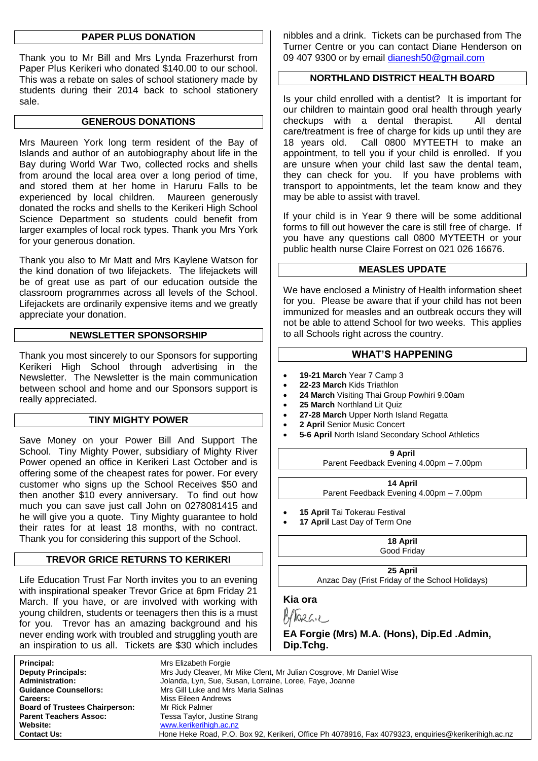## PAPER PLUS DONATION

Thank you to Mr Bill and Mrs Lynda Frazerhurst from Paper Plus Kerikeri who donated $140.00 to our school. This was a rebate on sales of school stationery made by students during their 2014 back to school stationery sale.

## GENEROUS DONATIONS

Mrs Maureen York long term resident of the Bay of Islands and author of an autobiography about life in the Bay during World War Two, collected rocks and shells from around the local area over a long period of time, and stored them at her home in Haruru Falls to be experienced by local children. Maureen generously donated the rocks and shells to the Kerikeri High School Science Department so students could benefit from larger examples of local rock types. Thank you Mrs York for your generous donation.

Thank you also to Mr Matt and Mrs Kaylene Watson for the kind donation of two lifejackets. The lifejackets will be of great use as part of our education outside the classroom programmes across all levels of the School. Lifejackets are ordinarily expensive items and we greatly appreciate your donation.

## NEWSLETTER SPONSORSHIP

Thank you most sincerely to our Sponsors for supporting Kerikeri High School through advertising in the Newsletter. The Newsletter is the main communication between school and home and our Sponsors support is really appreciated.

## TINY MIGHTY POWER

Save Money on your Power Bill And Support The School. Tiny Mighty Power, subsidiary of Mighty River Power opened an office in Kerikeri Last October and is offering some of the cheapest rates for power. For every customer who signs up the School Receives $50 and then another $10 every anniversary. To find out how much you can save just call John on 0278081415 and he will give you a quote. Tiny Mighty guarantee to hold their rates for at least 18 months, with no contract. Thank you for considering this support of the School.

## TREVOR GRICE RETURNS TO KERIKERI

Life Education Trust Far North invites you to an evening with inspirational speaker Trevor Grice at 6pm Friday 21 March. If you have, or are involved with working with young children, students or teenagers then this is a must for you. Trevor has an amazing background and his never ending work with troubled and struggling youth are an inspiration to us all. Tickets are $30 which includes nibbles and a drink. Tickets can be purchased from The Turner Centre or you can contact Diane Henderson on 09 407 9300 or by email dianesh50@gmail.com

## NORTHLAND DISTRICT HEALTH BOARD

Is your child enrolled with a dentist? It is important for our children to maintain good oral health through yearly checkups with a dental therapist. All dental care/treatment is free of charge for kids up until they are 18 years old. Call 0800 MYTEETH to make an appointment, to tell you if your child is enrolled. If you are unsure when your child last saw the dental team, they can check for you. If you have problems with transport to appointments, let the team know and they may be able to assist with travel.

If your child is in Year 9 there will be some additional forms to fill out however the care is still free of charge. If you have any questions call 0800 MYTEETH or your public health nurse Claire Forrest on 021 026 16676.

## MEASLES UPDATE

We have enclosed a Ministry of Health information sheet for you. Please be aware that if your child has not been immunized for measles and an outbreak occurs they will not be able to attend School for two weeks. This applies to all Schools right across the country.

## WHAT'S HAPPENING

- **19-21 March** Year 7 Camp 3
- **22-23 March** Kids Triathlon
- **24 March** Visiting Thai Group Powhiri 9.00am
- **25 March** Northland Lit Quiz
- **27-28 March** Upper North Island Regatta
- **2 April** Senior Music Concert
- **5-6 April** North Island Secondary School Athletics

**9 April**
Parent Feedback Evening 4.00pm – 7.00pm

**14 April**
Parent Feedback Evening 4.00pm – 7.00pm

- **15 April** Tai Tokerau Festival
- **17 April** Last Day of Term One

**18 April**
Good Friday

**25 April**
Anzac Day (Frist Friday of the School Holidays)

**Kia ora**

**EA Forgie (Mrs) M.A. (Hons), Dip.Ed .Admin, Dip.Tchg.**

| | |
|---|---|
| **Principal:** | Mrs Elizabeth Forgie |
| **Deputy Principals:** | Mrs Judy Cleaver, Mr Mike Clent, Mr Julian Cosgrove, Mr Daniel Wise |
| **Administration:** | Jolanda, Lyn, Sue, Susan, Lorraine, Loree, Faye, Joanne |
| **Guidance Counsellors:** | Mrs Gill Luke and Mrs Maria Salinas |
| **Careers:** | Miss Eileen Andrews |
| **Board of Trustees Chairperson:** | Mr Rick Palmer |
| **Parent Teachers Assoc:** | Tessa Taylor, Justine Strang |
| **Website:** | www.kerikerihigh.ac.nz |
| **Contact Us:** | Hone Heke Road, P.O. Box 92, Kerikeri, Office Ph 4078916, Fax 4079323, enquiries@kerikerihigh.ac.nz |